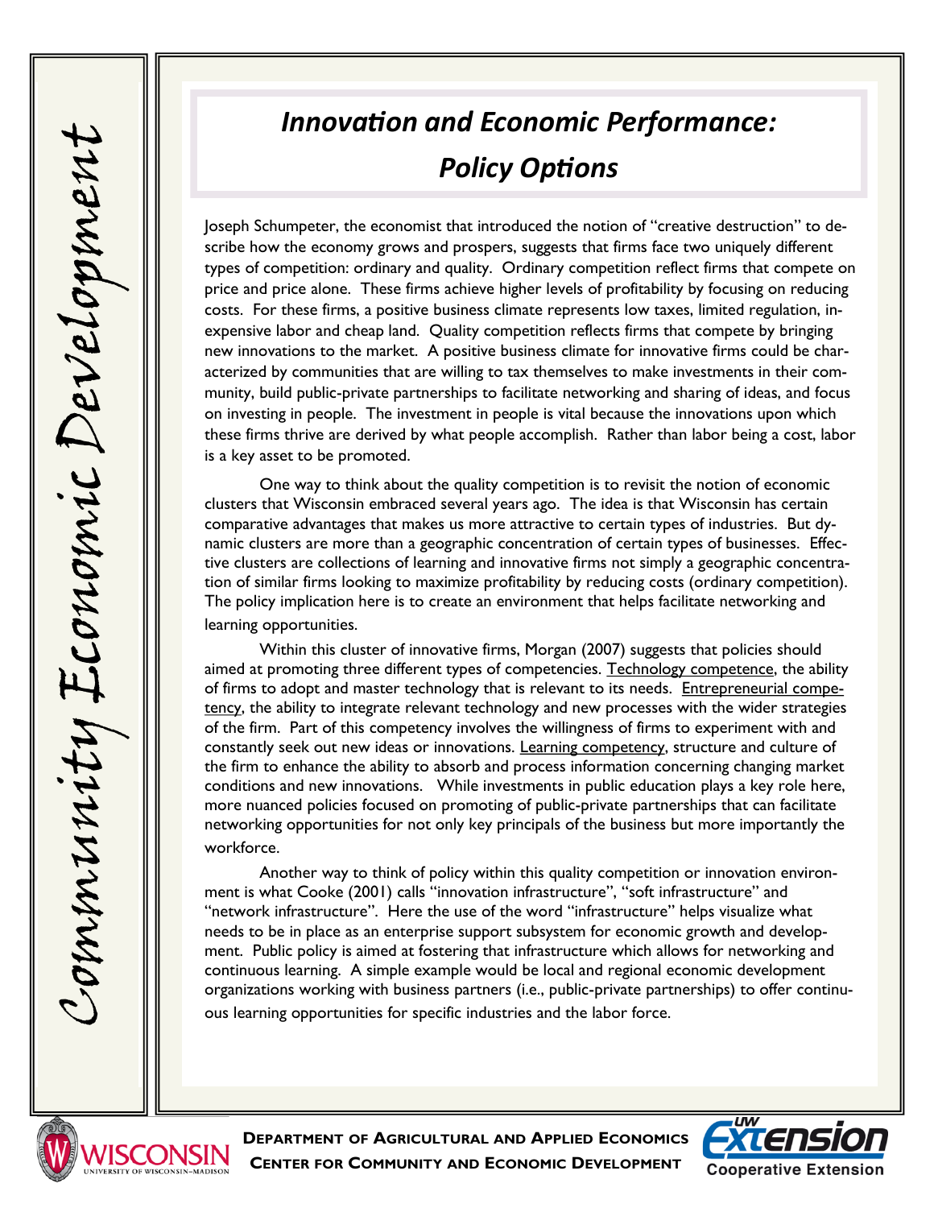# *Innovation and Economic Performance: Policy Options*

Joseph Schumpeter, the economist that introduced the notion of "creative destruction" to describe how the economy grows and prospers, suggests that firms face two uniquely different types of competition: ordinary and quality. Ordinary competition reflect firms that compete on price and price alone. These firms achieve higher levels of profitability by focusing on reducing costs. For these firms, a positive business climate represents low taxes, limited regulation, inexpensive labor and cheap land. Quality competition reflects firms that compete by bringing new innovations to the market. A positive business climate for innovative firms could be characterized by communities that are willing to tax themselves to make investments in their community, build public-private partnerships to facilitate networking and sharing of ideas, and focus on investing in people. The investment in people is vital because the innovations upon which these firms thrive are derived by what people accomplish. Rather than labor being a cost, labor is a key asset to be promoted.

One way to think about the quality competition is to revisit the notion of economic clusters that Wisconsin embraced several years ago. The idea is that Wisconsin has certain comparative advantages that makes us more attractive to certain types of industries. But dynamic clusters are more than a geographic concentration of certain types of businesses. Effective clusters are collections of learning and innovative firms not simply a geographic concentration of similar firms looking to maximize profitability by reducing costs (ordinary competition). The policy implication here is to create an environment that helps facilitate networking and learning opportunities.

Within this cluster of innovative firms, Morgan (2007) suggests that policies should aimed at promoting three different types of competencies. Technology competence, the ability of firms to adopt and master technology that is relevant to its needs. Entrepreneurial competency, the ability to integrate relevant technology and new processes with the wider strategies of the firm. Part of this competency involves the willingness of firms to experiment with and constantly seek out new ideas or innovations. Learning competency, structure and culture of the firm to enhance the ability to absorb and process information concerning changing market conditions and new innovations. While investments in public education plays a key role here, more nuanced policies focused on promoting of public-private partnerships that can facilitate networking opportunities for not only key principals of the business but more importantly the workforce.

Another way to think of policy within this quality competition or innovation environment is what Cooke (2001) calls "innovation infrastructure", "soft infrastructure" and "network infrastructure". Here the use of the word "infrastructure" helps visualize what needs to be in place as an enterprise support subsystem for economic growth and development. Public policy is aimed at fostering that infrastructure which allows for networking and continuous learning. A simple example would be local and regional economic development organizations working with business partners (i.e., public-private partnerships) to offer continuous learning opportunities for specific industries and the labor force.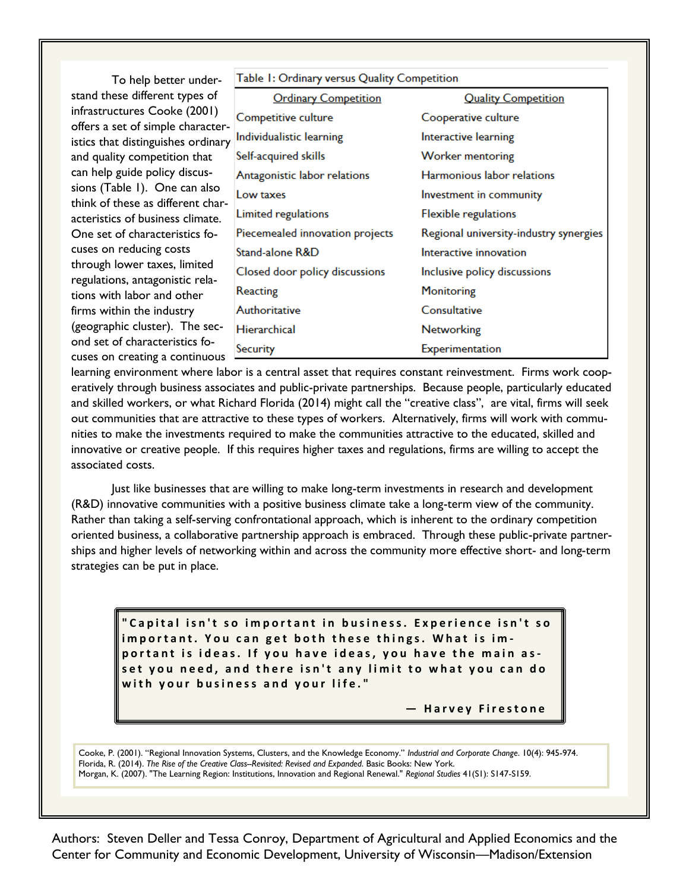To help better understand these different types of infrastructures Cooke (2001) offers a set of simple characteristics that distinguishes ordinary and quality competition that can help guide policy discussions (Table 1). One can also think of these as different characteristics of business climate. One set of characteristics focuses on reducing costs through lower taxes, limited regulations, antagonistic relations with labor and other firms within the industry (geographic cluster). The second set of characteristics focuses on creating a continuous learning environment where labor is a central asset that requires constant reinvestment. Firms work cooperatively through business associates and public-private partnerships. Because people, particularly educated and skilled workers, or what Richard Florida (2014) might call the "creative class", are vital, firms will seek out communities that are attractive to these types of workers. Alternatively, firms will work with communities to make the investments required to make the communities attractive to the educated, skilled and innovative or creative people. If this requires higher taxes and regulations, firms are willing to accept the associated costs.

Table 1: Ordinary versus Quality Competition

| Ordinary Competition | Quality Competition |
|---|---|
| Competitive culture | Cooperative culture |
| Individualistic learning | Interactive learning |
| Self-acquired skills | Worker mentoring |
| Antagonistic labor relations | Harmonious labor relations |
| Low taxes | Investment in community |
| Limited regulations | Flexible regulations |
| Piecemealed innovation projects | Regional university-industry synergies |
| Stand-alone R&D | Interactive innovation |
| Closed door policy discussions | Inclusive policy discussions |
| Reacting | Monitoring |
| Authoritative | Consultative |
| Hierarchical | Networking |
| Security | Experimentation |

Just like businesses that are willing to make long-term investments in research and development (R&D) innovative communities with a positive business climate take a long-term view of the community. Rather than taking a self-serving confrontational approach, which is inherent to the ordinary competition oriented business, a collaborative partnership approach is embraced. Through these public-private partnerships and higher levels of networking within and across the community more effective short- and long-term strategies can be put in place.

> **"Capital isn't so important in business. Experience isn't so important. You can get both these things. What is important is ideas. If you have ideas, you have the main asset you need, and there isn't any limit to what you can do with your business and your life."**
>
> **— Harvey Firestone**

Cooke, P. (2001). "Regional Innovation Systems, Clusters, and the Knowledge Economy." *Industrial and Corporate Change*. 10(4): 945-974.
Florida, R. (2014). *The Rise of the Creative Class–Revisited: Revised and Expanded*. Basic Books: New York.
Morgan, K. (2007). "The Learning Region: Institutions, Innovation and Regional Renewal." *Regional Studies* 41(S1): S147-S159.

Authors: Steven Deller and Tessa Conroy, Department of Agricultural and Applied Economics and the Center for Community and Economic Development, University of Wisconsin—Madison/Extension